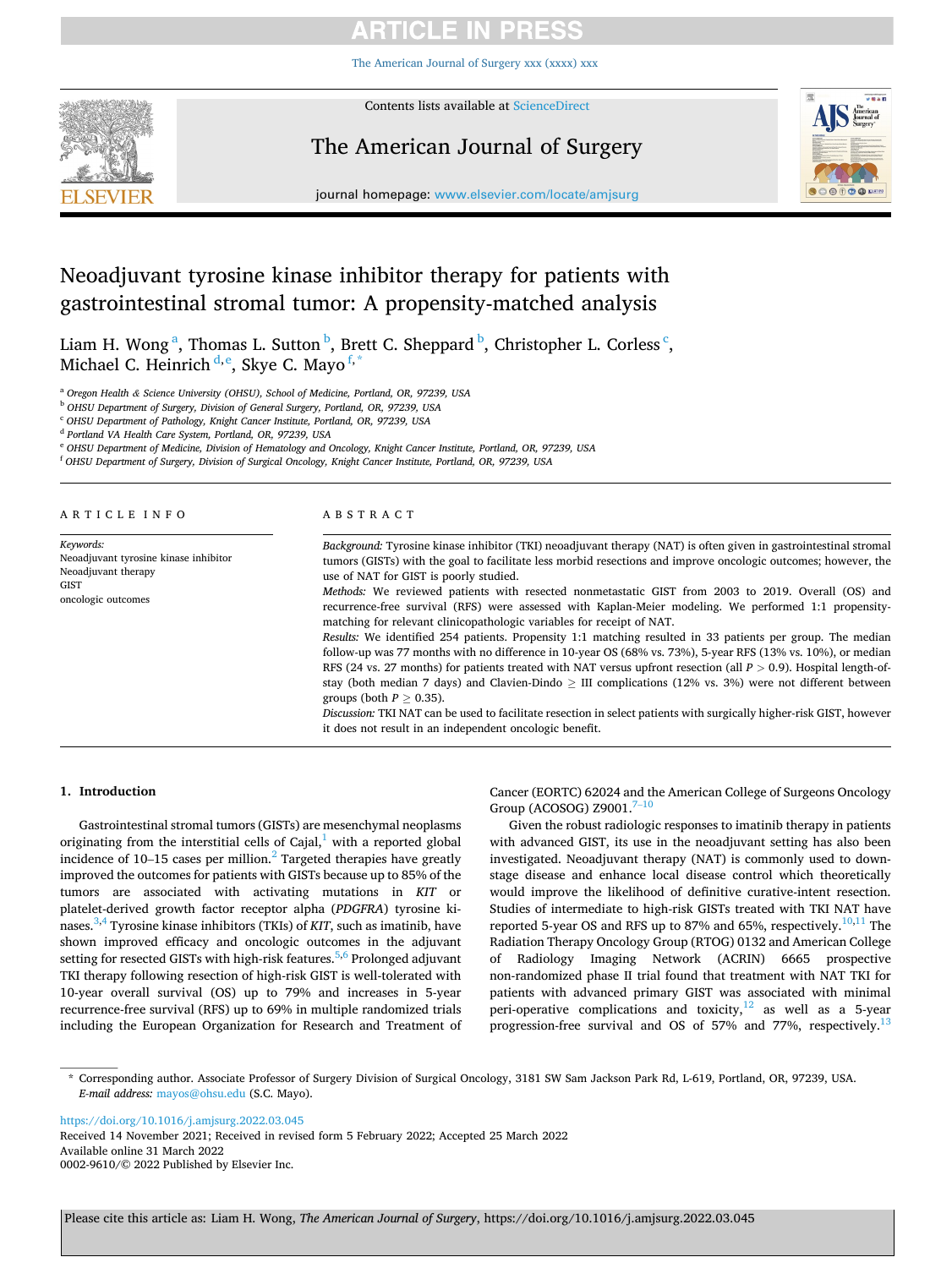# Neoadjuvant tyrosine kinase inhibitor therapy for patients with gastrointestinal stromal tumor: A propensity-matched analysis

Liam H. Wong [a], Thomas L. Sutton [b], Brett C. Sheppard [b], Christopher L. Corless [c], Michael C. Heinrich [d,e], Skye C. Mayo [f,*]

[a] Oregon Health & Science University (OHSU), School of Medicine, Portland, OR, 97239, USA
[b] OHSU Department of Surgery, Division of General Surgery, Portland, OR, 97239, USA
[c] OHSU Department of Pathology, Knight Cancer Institute, Portland, OR, 97239, USA
[d] Portland VA Health Care System, Portland, OR, 97239, USA
[e] OHSU Department of Medicine, Division of Hematology and Oncology, Knight Cancer Institute, Portland, OR, 97239, USA
[f] OHSU Department of Surgery, Division of Surgical Oncology, Knight Cancer Institute, Portland, OR, 97239, USA

## ARTICLE INFO

*Keywords:*
Neoadjuvant tyrosine kinase inhibitor
Neoadjuvant therapy
GIST
oncologic outcomes

## ABSTRACT

*Background:* Tyrosine kinase inhibitor (TKI) neoadjuvant therapy (NAT) is often given in gastrointestinal stromal tumors (GISTs) with the goal to facilitate less morbid resections and improve oncologic outcomes; however, the use of NAT for GIST is poorly studied.

*Methods:* We reviewed patients with resected nonmetastatic GIST from 2003 to 2019. Overall (OS) and recurrence-free survival (RFS) were assessed with Kaplan-Meier modeling. We performed 1:1 propensity-matching for relevant clinicopathologic variables for receipt of NAT.

*Results:* We identified 254 patients. Propensity 1:1 matching resulted in 33 patients per group. The median follow-up was 77 months with no difference in 10-year OS (68% vs. 73%), 5-year RFS (13% vs. 10%), or median RFS (24 vs. 27 months) for patients treated with NAT versus upfront resection (all $P > 0.9$). Hospital length-of-stay (both median 7 days) and Clavien-Dindo ≥ III complications (12% vs. 3%) were not different between groups (both $P \geq 0.35$).

*Discussion:* TKI NAT can be used to facilitate resection in select patients with surgically higher-risk GIST, however it does not result in an independent oncologic benefit.

## 1. Introduction

Gastrointestinal stromal tumors (GISTs) are mesenchymal neoplasms originating from the interstitial cells of Cajal,[1] with a reported global incidence of 10–15 cases per million.[2] Targeted therapies have greatly improved the outcomes for patients with GISTs because up to 85% of the tumors are associated with activating mutations in *KIT* or platelet-derived growth factor receptor alpha (*PDGFRA*) tyrosine kinases.[3,4] Tyrosine kinase inhibitors (TKIs) of *KIT*, such as imatinib, have shown improved efficacy and oncologic outcomes in the adjuvant setting for resected GISTs with high-risk features.[5,6] Prolonged adjuvant TKI therapy following resection of high-risk GIST is well-tolerated with 10-year overall survival (OS) up to 79% and increases in 5-year recurrence-free survival (RFS) up to 69% in multiple randomized trials including the European Organization for Research and Treatment of Cancer (EORTC) 62024 and the American College of Surgeons Oncology Group (ACOSOG) Z9001.[7–10]

Given the robust radiologic responses to imatinib therapy in patients with advanced GIST, its use in the neoadjuvant setting has also been investigated. Neoadjuvant therapy (NAT) is commonly used to downstage disease and enhance local disease control which theoretically would improve the likelihood of definitive curative-intent resection. Studies of intermediate to high-risk GISTs treated with TKI NAT have reported 5-year OS and RFS up to 87% and 65%, respectively.[10,11] The Radiation Therapy Oncology Group (RTOG) 0132 and American College of Radiology Imaging Network (ACRIN) 6665 prospective non-randomized phase II trial found that treatment with NAT TKI for patients with advanced primary GIST was associated with minimal peri-operative complications and toxicity,[12] as well as a 5-year progression-free survival and OS of 57% and 77%, respectively.[13]

\* Corresponding author. Associate Professor of Surgery Division of Surgical Oncology, 3181 SW Sam Jackson Park Rd, L-619, Portland, OR, 97239, USA.
*E-mail address:* mayos@ohsu.edu (S.C. Mayo).

https://doi.org/10.1016/j.amjsurg.2022.03.045
Received 14 November 2021; Received in revised form 5 February 2022; Accepted 25 March 2022
Available online 31 March 2022
0002-9610/© 2022 Published by Elsevier Inc.

Please cite this article as: Liam H. Wong, *The American Journal of Surgery*, https://doi.org/10.1016/j.amjsurg.2022.03.045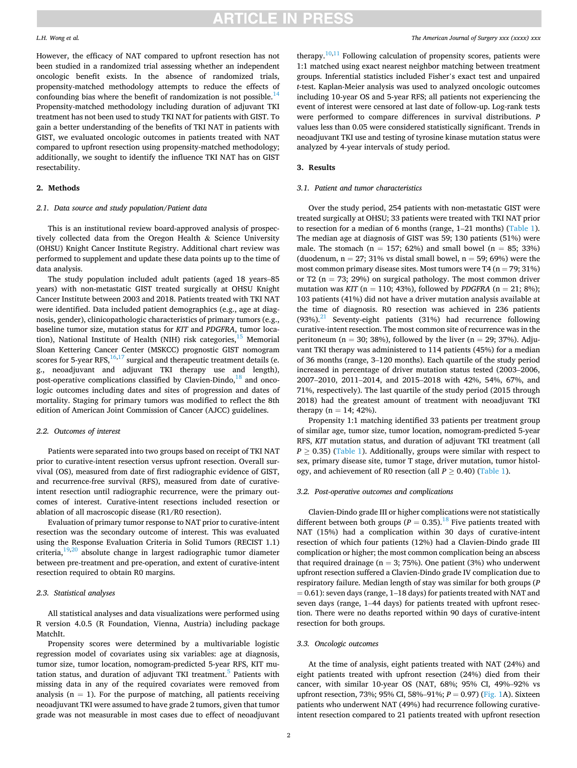However, the efficacy of NAT compared to upfront resection has not been studied in a randomized trial assessing whether an independent oncologic benefit exists. In the absence of randomized trials, propensity-matched methodology attempts to reduce the effects of confounding bias where the benefit of randomization is not possible.[14] Propensity-matched methodology including duration of adjuvant TKI treatment has not been used to study TKI NAT for patients with GIST. To gain a better understanding of the benefits of TKI NAT in patients with GIST, we evaluated oncologic outcomes in patients treated with NAT compared to upfront resection using propensity-matched methodology; additionally, we sought to identify the influence TKI NAT has on GIST resectability.

## 2. Methods

### 2.1. Data source and study population/Patient data

This is an institutional review board-approved analysis of prospectively collected data from the Oregon Health & Science University (OHSU) Knight Cancer Institute Registry. Additional chart review was performed to supplement and update these data points up to the time of data analysis.

The study population included adult patients (aged 18 years–85 years) with non-metastatic GIST treated surgically at OHSU Knight Cancer Institute between 2003 and 2018. Patients treated with TKI NAT were identified. Data included patient demographics (e.g., age at diagnosis, gender), clinicopathologic characteristics of primary tumors (e.g., baseline tumor size, mutation status for *KIT* and *PDGFRA*, tumor location), National Institute of Health (NIH) risk categories,[15] Memorial Sloan Kettering Cancer Center (MSKCC) prognostic GIST nomogram scores for 5-year RFS,[16,17] surgical and therapeutic treatment details (e.g., neoadjuvant and adjuvant TKI therapy use and length), post-operative complications classified by Clavien-Dindo,[18] and oncologic outcomes including dates and sites of progression and dates of mortality. Staging for primary tumors was modified to reflect the 8th edition of American Joint Commission of Cancer (AJCC) guidelines.

### 2.2. Outcomes of interest

Patients were separated into two groups based on receipt of TKI NAT prior to curative-intent resection versus upfront resection. Overall survival (OS), measured from date of first radiographic evidence of GIST, and recurrence-free survival (RFS), measured from date of curative-intent resection until radiographic recurrence, were the primary outcomes of interest. Curative-intent resections included resection or ablation of all macroscopic disease (R1/R0 resection).

Evaluation of primary tumor response to NAT prior to curative-intent resection was the secondary outcome of interest. This was evaluated using the Response Evaluation Criteria in Solid Tumors (RECIST 1.1) criteria,[19,20] absolute change in largest radiographic tumor diameter between pre-treatment and pre-operation, and extent of curative-intent resection required to obtain R0 margins.

### 2.3. Statistical analyses

All statistical analyses and data visualizations were performed using R version 4.0.5 (R Foundation, Vienna, Austria) including package MatchIt.

Propensity scores were determined by a multivariable logistic regression model of covariates using six variables: age at diagnosis, tumor size, tumor location, nomogram-predicted 5-year RFS, KIT mutation status, and duration of adjuvant TKI treatment.[5] Patients with missing data in any of the required covariates were removed from analysis (n = 1). For the purpose of matching, all patients receiving neoadjuvant TKI were assumed to have grade 2 tumors, given that tumor grade was not measurable in most cases due to effect of neoadjuvant therapy.[10,11] Following calculation of propensity scores, patients were 1:1 matched using exact nearest neighbor matching between treatment groups. Inferential statistics included Fisher's exact test and unpaired *t*-test. Kaplan-Meier analysis was used to analyzed oncologic outcomes including 10-year OS and 5-year RFS; all patients not experiencing the event of interest were censored at last date of follow-up. Log-rank tests were performed to compare differences in survival distributions. *P* values less than 0.05 were considered statistically significant. Trends in neoadjuvant TKI use and testing of tyrosine kinase mutation status were analyzed by 4-year intervals of study period.

## 3. Results

### 3.1. Patient and tumor characteristics

Over the study period, 254 patients with non-metastatic GIST were treated surgically at OHSU; 33 patients were treated with TKI NAT prior to resection for a median of 6 months (range, 1–21 months) (Table 1). The median age at diagnosis of GIST was 59; 130 patients (51%) were male. The stomach (n = 157; 62%) and small bowel (n = 85; 33%) (duodenum, n = 27; 31% vs distal small bowel, n = 59; 69%) were the most common primary disease sites. Most tumors were T4 (n = 79; 31%) or T2 (n = 73; 29%) on surgical pathology. The most common driver mutation was *KIT* (n = 110; 43%), followed by *PDGFRA* (n = 21; 8%); 103 patients (41%) did not have a driver mutation analysis available at the time of diagnosis. R0 resection was achieved in 236 patients (93%).[21] Seventy-eight patients (31%) had recurrence following curative-intent resection. The most common site of recurrence was in the peritoneum (n = 30; 38%), followed by the liver (n = 29; 37%). Adjuvant TKI therapy was administered to 114 patients (45%) for a median of 36 months (range, 3–120 months). Each quartile of the study period increased in percentage of driver mutation status tested (2003–2006, 2007–2010, 2011–2014, and 2015–2018 with 42%, 54%, 67%, and 71%, respectively). The last quartile of the study period (2015 through 2018) had the greatest amount of treatment with neoadjuvant TKI therapy (n = 14; 42%).

Propensity 1:1 matching identified 33 patients per treatment group of similar age, tumor size, tumor location, nomogram-predicted 5-year RFS, *KIT* mutation status, and duration of adjuvant TKI treatment (all $P \geq 0.35$) (Table 1). Additionally, groups were similar with respect to sex, primary disease site, tumor T stage, driver mutation, tumor histology, and achievement of R0 resection (all $P \geq 0.40$) (Table 1).

### 3.2. Post-operative outcomes and complications

Clavien-Dindo grade III or higher complications were not statistically different between both groups ($P = 0.35$).[18] Five patients treated with NAT (15%) had a complication within 30 days of curative-intent resection of which four patients (12%) had a Clavien-Dindo grade III complication or higher; the most common complication being an abscess that required drainage (n = 3; 75%). One patient (3%) who underwent upfront resection suffered a Clavien-Dindo grade IV complication due to respiratory failure. Median length of stay was similar for both groups ($P = 0.61$): seven days (range, 1–18 days) for patients treated with NAT and seven days (range, 1–44 days) for patients treated with upfront resection. There were no deaths reported within 90 days of curative-intent resection for both groups.

### 3.3. Oncologic outcomes

At the time of analysis, eight patients treated with NAT (24%) and eight patients treated with upfront resection (24%) died from their cancer, with similar 10-year OS (NAT, 68%; 95% CI, 49%–92% vs upfront resection, 73%; 95% CI, 58%–91%; $P = 0.97$) (Fig. 1A). Sixteen patients who underwent NAT (49%) had recurrence following curative-intent resection compared to 21 patients treated with upfront resection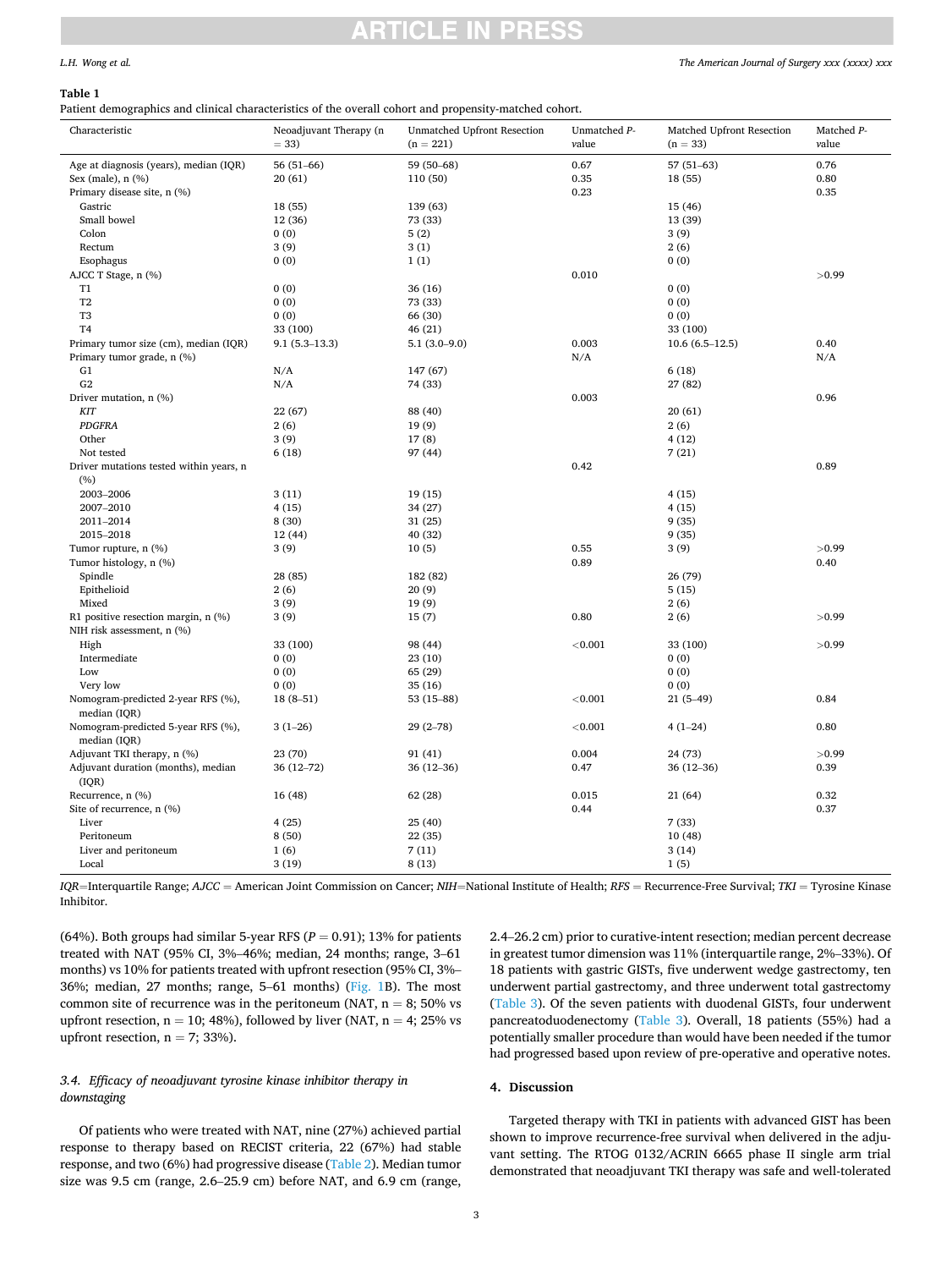**Table 1**
Patient demographics and clinical characteristics of the overall cohort and propensity-matched cohort.

| Characteristic | Neoadjuvant Therapy (n = 33) | Unmatched Upfront Resection (n = 221) | Unmatched *P*-value | Matched Upfront Resection (n = 33) | Matched *P*-value |
|---|---|---|---|---|---|
| Age at diagnosis (years), median (IQR) | 56 (51–66) | 59 (50–68) | 0.67 | 57 (51–63) | 0.76 |
| Sex (male), n (%) | 20 (61) | 110 (50) | 0.35 | 18 (55) | 0.80 |
| Primary disease site, n (%) | | | 0.23 | | 0.35 |
| Gastric | 18 (55) | 139 (63) | | 15 (46) | |
| Small bowel | 12 (36) | 73 (33) | | 13 (39) | |
| Colon | 0 (0) | 5 (2) | | 3 (9) | |
| Rectum | 3 (9) | 3 (1) | | 2 (6) | |
| Esophagus | 0 (0) | 1 (1) | | 0 (0) | |
| AJCC T Stage, n (%) | | | 0.010 | | >0.99 |
| T1 | 0 (0) | 36 (16) | | 0 (0) | |
| T2 | 0 (0) | 73 (33) | | 0 (0) | |
| T3 | 0 (0) | 66 (30) | | 0 (0) | |
| T4 | 33 (100) | 46 (21) | | 33 (100) | |
| Primary tumor size (cm), median (IQR) | 9.1 (5.3–13.3) | 5.1 (3.0–9.0) | 0.003 | 10.6 (6.5–12.5) | 0.40 |
| Primary tumor grade, n (%) | | | N/A | | N/A |
| G1 | N/A | 147 (67) | | 6 (18) | |
| G2 | N/A | 74 (33) | | 27 (82) | |
| Driver mutation, n (%) | | | 0.003 | | 0.96 |
| *KIT* | 22 (67) | 88 (40) | | 20 (61) | |
| *PDGFRA* | 2 (6) | 19 (9) | | 2 (6) | |
| Other | 3 (9) | 17 (8) | | 4 (12) | |
| Not tested | 6 (18) | 97 (44) | | 7 (21) | |
| Driver mutations tested within years, n (%) | | | 0.42 | | 0.89 |
| 2003–2006 | 3 (11) | 19 (15) | | 4 (15) | |
| 2007–2010 | 4 (15) | 34 (27) | | 4 (15) | |
| 2011–2014 | 8 (30) | 31 (25) | | 9 (35) | |
| 2015–2018 | 12 (44) | 40 (32) | | 9 (35) | |
| Tumor rupture, n (%) | 3 (9) | 10 (5) | 0.55 | 3 (9) | >0.99 |
| Tumor histology, n (%) | | | 0.89 | | 0.40 |
| Spindle | 28 (85) | 182 (82) | | 26 (79) | |
| Epithelioid | 2 (6) | 20 (9) | | 5 (15) | |
| Mixed | 3 (9) | 19 (9) | | 2 (6) | |
| R1 positive resection margin, n (%) | 3 (9) | 15 (7) | 0.80 | 2 (6) | >0.99 |
| NIH risk assessment, n (%) | | | | | |
| High | 33 (100) | 98 (44) | <0.001 | 33 (100) | >0.99 |
| Intermediate | 0 (0) | 23 (10) | | 0 (0) | |
| Low | 0 (0) | 65 (29) | | 0 (0) | |
| Very low | 0 (0) | 35 (16) | | 0 (0) | |
| Nomogram-predicted 2-year RFS (%), median (IQR) | 18 (8–51) | 53 (15–88) | <0.001 | 21 (5–49) | 0.84 |
| Nomogram-predicted 5-year RFS (%), median (IQR) | 3 (1–26) | 29 (2–78) | <0.001 | 4 (1–24) | 0.80 |
| Adjuvant TKI therapy, n (%) | 23 (70) | 91 (41) | 0.004 | 24 (73) | >0.99 |
| Adjuvant duration (months), median (IQR) | 36 (12–72) | 36 (12–36) | 0.47 | 36 (12–36) | 0.39 |
| Recurrence, n (%) | 16 (48) | 62 (28) | 0.015 | 21 (64) | 0.32 |
| Site of recurrence, n (%) | | | 0.44 | | 0.37 |
| Liver | 4 (25) | 25 (40) | | 7 (33) | |
| Peritoneum | 8 (50) | 22 (35) | | 10 (48) | |
| Liver and peritoneum | 1 (6) | 7 (11) | | 3 (14) | |
| Local | 3 (19) | 8 (13) | | 1 (5) | |

*IQR*=Interquartile Range; *AJCC* = American Joint Commission on Cancer; *NIH*=National Institute of Health; *RFS* = Recurrence-Free Survival; *TKI* = Tyrosine Kinase Inhibitor.

(64%). Both groups had similar 5-year RFS ($P = 0.91$); 13% for patients treated with NAT (95% CI, 3%–46%; median, 24 months; range, 3–61 months) vs 10% for patients treated with upfront resection (95% CI, 3%–36%; median, 27 months; range, 5–61 months) (Fig. 1B). The most common site of recurrence was in the peritoneum (NAT, n = 8; 50% vs upfront resection, n = 10; 48%), followed by liver (NAT, n = 4; 25% vs upfront resection, n = 7; 33%).

### 3.4. Efficacy of neoadjuvant tyrosine kinase inhibitor therapy in downstaging

Of patients who were treated with NAT, nine (27%) achieved partial response to therapy based on RECIST criteria, 22 (67%) had stable response, and two (6%) had progressive disease (Table 2). Median tumor size was 9.5 cm (range, 2.6–25.9 cm) before NAT, and 6.9 cm (range, 2.4–26.2 cm) prior to curative-intent resection; median percent decrease in greatest tumor dimension was 11% (interquartile range, 2%–33%). Of 18 patients with gastric GISTs, five underwent wedge gastrectomy, ten underwent partial gastrectomy, and three underwent total gastrectomy (Table 3). Of the seven patients with duodenal GISTs, four underwent pancreatoduodenectomy (Table 3). Overall, 18 patients (55%) had a potentially smaller procedure than would have been needed if the tumor had progressed based upon review of pre-operative and operative notes.

## 4. Discussion

Targeted therapy with TKI in patients with advanced GIST has been shown to improve recurrence-free survival when delivered in the adjuvant setting. The RTOG 0132/ACRIN 6665 phase II single arm trial demonstrated that neoadjuvant TKI therapy was safe and well-tolerated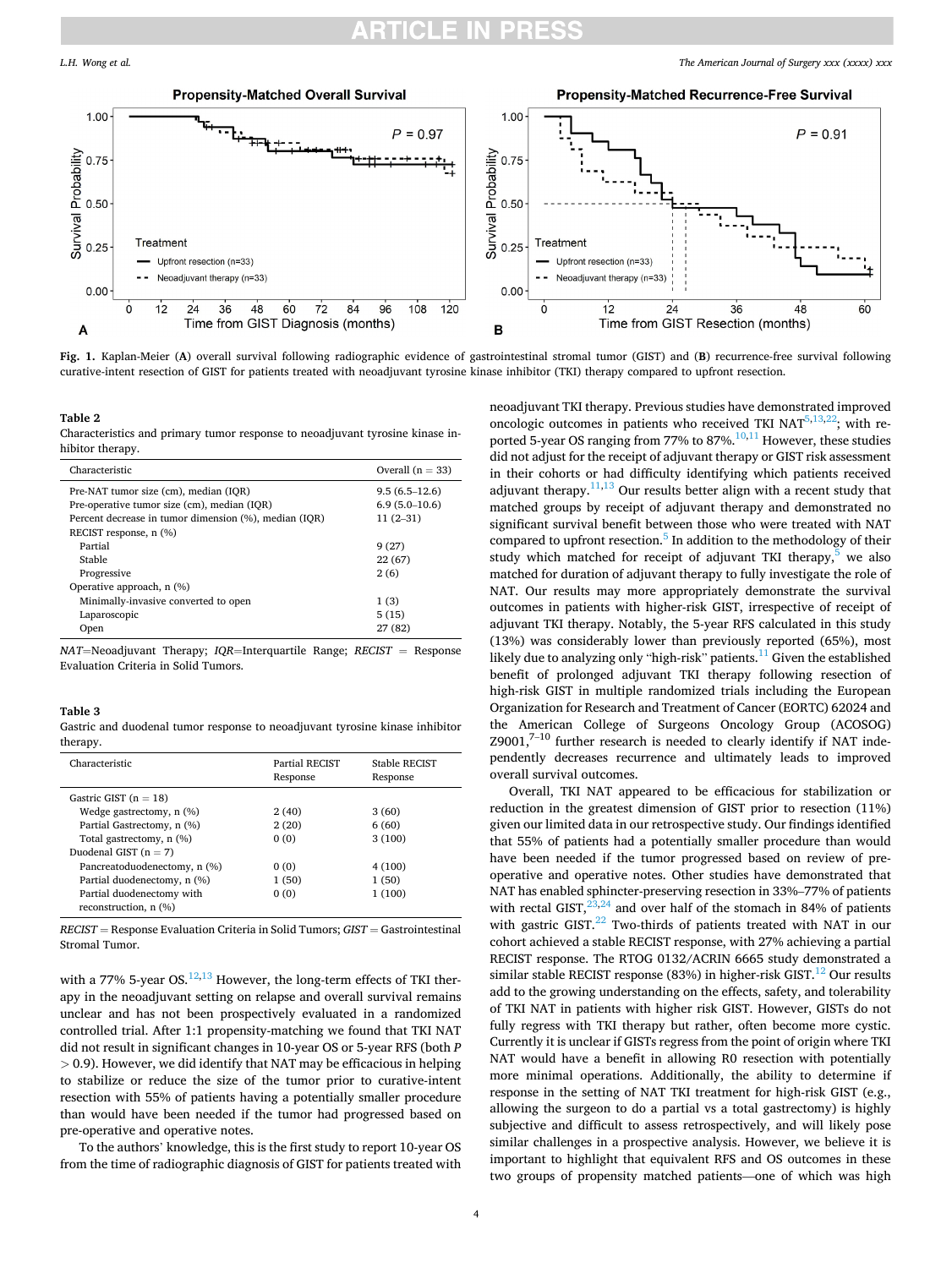Fig. 1. Kaplan-Meier (**A**) overall survival following radiographic evidence of gastrointestinal stromal tumor (GIST) and (**B**) recurrence-free survival following curative-intent resection of GIST for patients treated with neoadjuvant tyrosine kinase inhibitor (TKI) therapy compared to upfront resection.

**Table 2**
Characteristics and primary tumor response to neoadjuvant tyrosine kinase inhibitor therapy.

| Characteristic | Overall (n = 33) |
|---|---|
| Pre-NAT tumor size (cm), median (IQR) | 9.5 (6.5–12.6) |
| Pre-operative tumor size (cm), median (IQR) | 6.9 (5.0–10.6) |
| Percent decrease in tumor dimension (%), median (IQR) | 11 (2–31) |
| RECIST response, n (%) | |
| Partial | 9 (27) |
| Stable | 22 (67) |
| Progressive | 2 (6) |
| Operative approach, n (%) | |
| Minimally-invasive converted to open | 1 (3) |
| Laparoscopic | 5 (15) |
| Open | 27 (82) |

*NAT*=Neoadjuvant Therapy; *IQR*=Interquartile Range; *RECIST* = Response Evaluation Criteria in Solid Tumors.

**Table 3**
Gastric and duodenal tumor response to neoadjuvant tyrosine kinase inhibitor therapy.

| Characteristic | Partial RECIST Response | Stable RECIST Response |
|---|---|---|
| Gastric GIST (n = 18) | | |
| Wedge gastrectomy, n (%) | 2 (40) | 3 (60) |
| Partial Gastrectomy, n (%) | 2 (20) | 6 (60) |
| Total gastrectomy, n (%) | 0 (0) | 3 (100) |
| Duodenal GIST (n = 7) | | |
| Pancreatoduodenectomy, n (%) | 0 (0) | 4 (100) |
| Partial duodenectomy, n (%) | 1 (50) | 1 (50) |
| Partial duodenectomy with reconstruction, n (%) | 0 (0) | 1 (100) |

*RECIST* = Response Evaluation Criteria in Solid Tumors; *GIST* = Gastrointestinal Stromal Tumor.

with a 77% 5-year OS.[12,13] However, the long-term effects of TKI therapy in the neoadjuvant setting on relapse and overall survival remains unclear and has not been prospectively evaluated in a randomized controlled trial. After 1:1 propensity-matching we found that TKI NAT did not result in significant changes in 10-year OS or 5-year RFS (both $P > 0.9$). However, we did identify that NAT may be efficacious in helping to stabilize or reduce the size of the tumor prior to curative-intent resection with 55% of patients having a potentially smaller procedure than would have been needed if the tumor had progressed based on pre-operative and operative notes.

To the authors' knowledge, this is the first study to report 10-year OS from the time of radiographic diagnosis of GIST for patients treated with neoadjuvant TKI therapy. Previous studies have demonstrated improved oncologic outcomes in patients who received TKI NAT[5,13,22], with reported 5-year OS ranging from 77% to 87%.[10,11] However, these studies did not adjust for the receipt of adjuvant therapy or GIST risk assessment in their cohorts or had difficulty identifying which patients received adjuvant therapy.[11,13] Our results better align with a recent study that matched groups by receipt of adjuvant therapy and demonstrated no significant survival benefit between those who were treated with NAT compared to upfront resection.[5] In addition to the methodology of their study which matched for receipt of adjuvant TKI therapy,[5] we also matched for duration of adjuvant therapy to fully investigate the role of NAT. Our results may more appropriately demonstrate the survival outcomes in patients with higher-risk GIST, irrespective of receipt of adjuvant TKI therapy. Notably, the 5-year RFS calculated in this study (13%) was considerably lower than previously reported (65%), most likely due to analyzing only "high-risk" patients.[11] Given the established benefit of prolonged adjuvant TKI therapy following resection of high-risk GIST in multiple randomized trials including the European Organization for Research and Treatment of Cancer (EORTC) 62024 and the American College of Surgeons Oncology Group (ACOSOG) Z9001,[7–10] further research is needed to clearly identify if NAT independently decreases recurrence and ultimately leads to improved overall survival outcomes.

Overall, TKI NAT appeared to be efficacious for stabilization or reduction in the greatest dimension of GIST prior to resection (11%) given our limited data in our retrospective study. Our findings identified that 55% of patients had a potentially smaller procedure than would have been needed if the tumor progressed based on review of pre-operative and operative notes. Other studies have demonstrated that NAT has enabled sphincter-preserving resection in 33%–77% of patients with rectal GIST,[23,24] and over half of the stomach in 84% of patients with gastric GIST.[22] Two-thirds of patients treated with NAT in our cohort achieved a stable RECIST response, with 27% achieving a partial RECIST response. The RTOG 0132/ACRIN 6665 study demonstrated a similar stable RECIST response (83%) in higher-risk GIST.[12] Our results add to the growing understanding on the effects, safety, and tolerability of TKI NAT in patients with higher risk GIST. However, GISTs do not fully regress with TKI therapy but rather, often become more cystic. Currently it is unclear if GISTs regress from the point of origin where TKI NAT would have a benefit in allowing R0 resection with potentially more minimal operations. Additionally, the ability to determine if response in the setting of NAT TKI treatment for high-risk GIST (e.g., allowing the surgeon to do a partial vs a total gastrectomy) is highly subjective and difficult to assess retrospectively, and will likely pose similar challenges in a prospective analysis. However, we believe it is important to highlight that equivalent RFS and OS outcomes in these two groups of propensity matched patients—one of which was high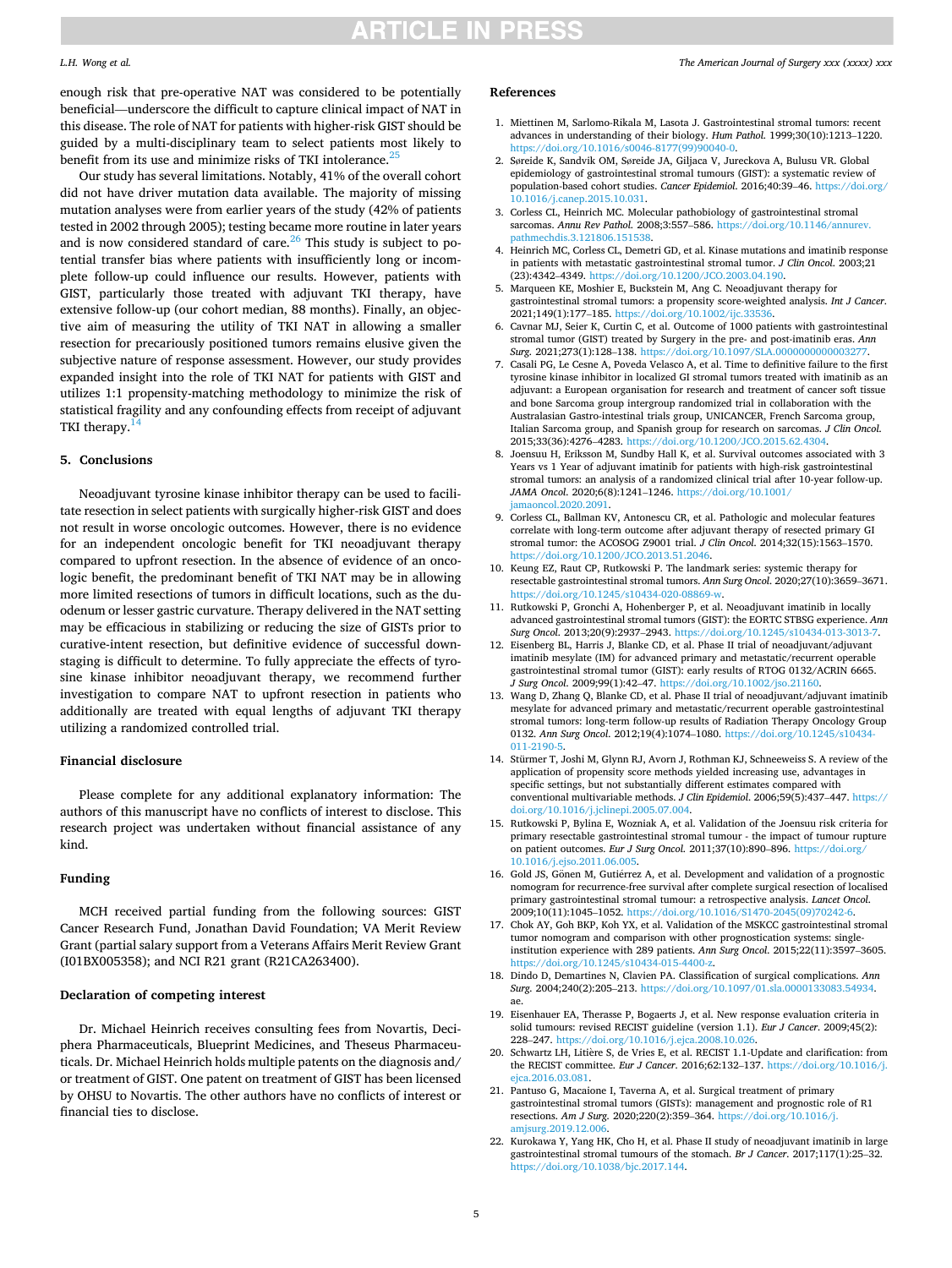enough risk that pre-operative NAT was considered to be potentially beneficial—underscore the difficult to capture clinical impact of NAT in this disease. The role of NAT for patients with higher-risk GIST should be guided by a multi-disciplinary team to select patients most likely to benefit from its use and minimize risks of TKI intolerance.[25]

Our study has several limitations. Notably, 41% of the overall cohort did not have driver mutation data available. The majority of missing mutation analyses were from earlier years of the study (42% of patients tested in 2002 through 2005); testing became more routine in later years and is now considered standard of care.[26] This study is subject to potential transfer bias where patients with insufficiently long or incomplete follow-up could influence our results. However, patients with GIST, particularly those treated with adjuvant TKI therapy, have extensive follow-up (our cohort median, 88 months). Finally, an objective aim of measuring the utility of TKI NAT in allowing a smaller resection for precariously positioned tumors remains elusive given the subjective nature of response assessment. However, our study provides expanded insight into the role of TKI NAT for patients with GIST and utilizes 1:1 propensity-matching methodology to minimize the risk of statistical fragility and any confounding effects from receipt of adjuvant TKI therapy.[14]

## 5. Conclusions

Neoadjuvant tyrosine kinase inhibitor therapy can be used to facilitate resection in select patients with surgically higher-risk GIST and does not result in worse oncologic outcomes. However, there is no evidence for an independent oncologic benefit for TKI neoadjuvant therapy compared to upfront resection. In the absence of evidence of an oncologic benefit, the predominant benefit of TKI NAT may be in allowing more limited resections of tumors in difficult locations, such as the duodenum or lesser gastric curvature. Therapy delivered in the NAT setting may be efficacious in stabilizing or reducing the size of GISTs prior to curative-intent resection, but definitive evidence of successful downstaging is difficult to determine. To fully appreciate the effects of tyrosine kinase inhibitor neoadjuvant therapy, we recommend further investigation to compare NAT to upfront resection in patients who additionally are treated with equal lengths of adjuvant TKI therapy utilizing a randomized controlled trial.

## Financial disclosure

Please complete for any additional explanatory information: The authors of this manuscript have no conflicts of interest to disclose. This research project was undertaken without financial assistance of any kind.

## Funding

MCH received partial funding from the following sources: GIST Cancer Research Fund, Jonathan David Foundation; VA Merit Review Grant (partial salary support from a Veterans Affairs Merit Review Grant (I01BX005358); and NCI R21 grant (R21CA263400).

## Declaration of competing interest

Dr. Michael Heinrich receives consulting fees from Novartis, Deciphera Pharmaceuticals, Blueprint Medicines, and Theseus Pharmaceuticals. Dr. Michael Heinrich holds multiple patents on the diagnosis and/or treatment of GIST. One patent on treatment of GIST has been licensed by OHSU to Novartis. The other authors have no conflicts of interest or financial ties to disclose.

## References

1. Miettinen M, Sarlomo-Rikala M, Lasota J. Gastrointestinal stromal tumors: recent advances in understanding of their biology. *Hum Pathol.* 1999;30(10):1213–1220. https://doi.org/10.1016/s0046-8177(99)90040-0.
2. Søreide K, Sandvik OM, Søreide JA, Giljaca V, Jureckova A, Bulusu VR. Global epidemiology of gastrointestinal stromal tumours (GIST): a systematic review of population-based cohort studies. *Cancer Epidemiol.* 2016;40:39–46. https://doi.org/10.1016/j.canep.2015.10.031.
3. Corless CL, Heinrich MC. Molecular pathobiology of gastrointestinal stromal sarcomas. *Annu Rev Pathol.* 2008;3:557–586. https://doi.org/10.1146/annurev.pathmechdis.3.121806.151538.
4. Heinrich MC, Corless CL, Demetri GD, et al. Kinase mutations and imatinib response in patients with metastatic gastrointestinal stromal tumor. *J Clin Oncol.* 2003;21(23):4342–4349. https://doi.org/10.1200/JCO.2003.04.190.
5. Marqueen KE, Moshier E, Buckstein M, Ang C. Neoadjuvant therapy for gastrointestinal stromal tumors: a propensity score-weighted analysis. *Int J Cancer.* 2021;149(1):177–185. https://doi.org/10.1002/ijc.33536.
6. Cavnar MJ, Seier K, Curtin C, et al. Outcome of 1000 patients with gastrointestinal stromal tumor (GIST) treated by Surgery in the pre- and post-imatinib eras. *Ann Surg.* 2021;273(1):128–138. https://doi.org/10.1097/SLA.0000000000003277.
7. Casali PG, Le Cesne A, Poveda Velasco A, et al. Time to definitive failure to the first tyrosine kinase inhibitor in localized GI stromal tumors treated with imatinib as an adjuvant: a European organisation for research and treatment of cancer soft tissue and bone Sarcoma group intergroup randomized trial in collaboration with the Australasian Gastro-intestinal trials group, UNICANCER, French Sarcoma group, Italian Sarcoma group, and Spanish group for research on sarcomas. *J Clin Oncol.* 2015;33(36):4276–4283. https://doi.org/10.1200/JCO.2015.62.4304.
8. Joensuu H, Eriksson M, Sundby Hall K, et al. Survival outcomes associated with 3 Years vs 1 Year of adjuvant imatinib for patients with high-risk gastrointestinal stromal tumors: an analysis of a randomized clinical trial after 10-year follow-up. *JAMA Oncol.* 2020;6(8):1241–1246. https://doi.org/10.1001/jamaoncol.2020.2091.
9. Corless CL, Ballman KV, Antonescu CR, et al. Pathologic and molecular features correlate with long-term outcome after adjuvant therapy of resected primary GI stromal tumor: the ACOSOG Z9001 trial. *J Clin Oncol.* 2014;32(15):1563–1570. https://doi.org/10.1200/JCO.2013.51.2046.
10. Keung EZ, Raut CP, Rutkowski P. The landmark series: systemic therapy for resectable gastrointestinal stromal tumors. *Ann Surg Oncol.* 2020;27(10):3659–3671. https://doi.org/10.1245/s10434-020-08869-w.
11. Rutkowski P, Gronchi A, Hohenberger P, et al. Neoadjuvant imatinib in locally advanced gastrointestinal stromal tumors (GIST): the EORTC STBSG experience. *Ann Surg Oncol.* 2013;20(9):2937–2943. https://doi.org/10.1245/s10434-013-3013-7.
12. Eisenberg BL, Harris J, Blanke CD, et al. Phase II trial of neoadjuvant/adjuvant imatinib mesylate (IM) for advanced primary and metastatic/recurrent operable gastrointestinal stromal tumor (GIST): early results of RTOG 0132/ACRIN 6665. *J Surg Oncol.* 2009;99(1):42–47. https://doi.org/10.1002/jso.21160.
13. Wang D, Zhang Q, Blanke CD, et al. Phase II trial of neoadjuvant/adjuvant imatinib mesylate for advanced primary and metastatic/recurrent operable gastrointestinal stromal tumors: long-term follow-up results of Radiation Therapy Oncology Group 0132. *Ann Surg Oncol.* 2012;19(4):1074–1080. https://doi.org/10.1245/s10434-011-2190-5.
14. Stürmer T, Joshi M, Glynn RJ, Avorn J, Rothman KJ, Schneeweiss S. A review of the application of propensity score methods yielded increasing use, advantages in specific settings, but not substantially different estimates compared with conventional multivariable methods. *J Clin Epidemiol.* 2006;59(5):437–447. https://doi.org/10.1016/j.jclinepi.2005.07.004.
15. Rutkowski P, Bylina E, Wozniak A, et al. Validation of the Joensuu risk criteria for primary resectable gastrointestinal stromal tumour - the impact of tumour rupture on patient outcomes. *Eur J Surg Oncol.* 2011;37(10):890–896. https://doi.org/10.1016/j.ejso.2011.06.005.
16. Gold JS, Gönen M, Gutiérrez A, et al. Development and validation of a prognostic nomogram for recurrence-free survival after complete surgical resection of localised primary gastrointestinal stromal tumour: a retrospective analysis. *Lancet Oncol.* 2009;10(11):1045–1052. https://doi.org/10.1016/S1470-2045(09)70242-6.
17. Chok AY, Goh BKP, Koh YX, et al. Validation of the MSKCC gastrointestinal stromal tumor nomogram and comparison with other prognostication systems: single-institution experience with 289 patients. *Ann Surg Oncol.* 2015;22(11):3597–3605. https://doi.org/10.1245/s10434-015-4400-z.
18. Dindo D, Demartines N, Clavien PA. Classification of surgical complications. *Ann Surg.* 2004;240(2):205–213. https://doi.org/10.1097/01.sla.0000133083.54934.ae.
19. Eisenhauer EA, Therasse P, Bogaerts J, et al. New response evaluation criteria in solid tumours: revised RECIST guideline (version 1.1). *Eur J Cancer.* 2009;45(2):228–247. https://doi.org/10.1016/j.ejca.2008.10.026.
20. Schwartz LH, Litière S, de Vries E, et al. RECIST 1.1-Update and clarification: from the RECIST committee. *Eur J Cancer.* 2016;62:132–137. https://doi.org/10.1016/j.ejca.2016.03.081.
21. Pantuso G, Macaione I, Taverna A, et al. Surgical treatment of primary gastrointestinal stromal tumors (GISTs): management and prognostic role of R1 resections. *Am J Surg.* 2020;220(2):359–364. https://doi.org/10.1016/j.amjsurg.2019.12.006.
22. Kurokawa Y, Yang HK, Cho H, et al. Phase II study of neoadjuvant imatinib in large gastrointestinal stromal tumours of the stomach. *Br J Cancer.* 2017;117(1):25–32. https://doi.org/10.1038/bjc.2017.144.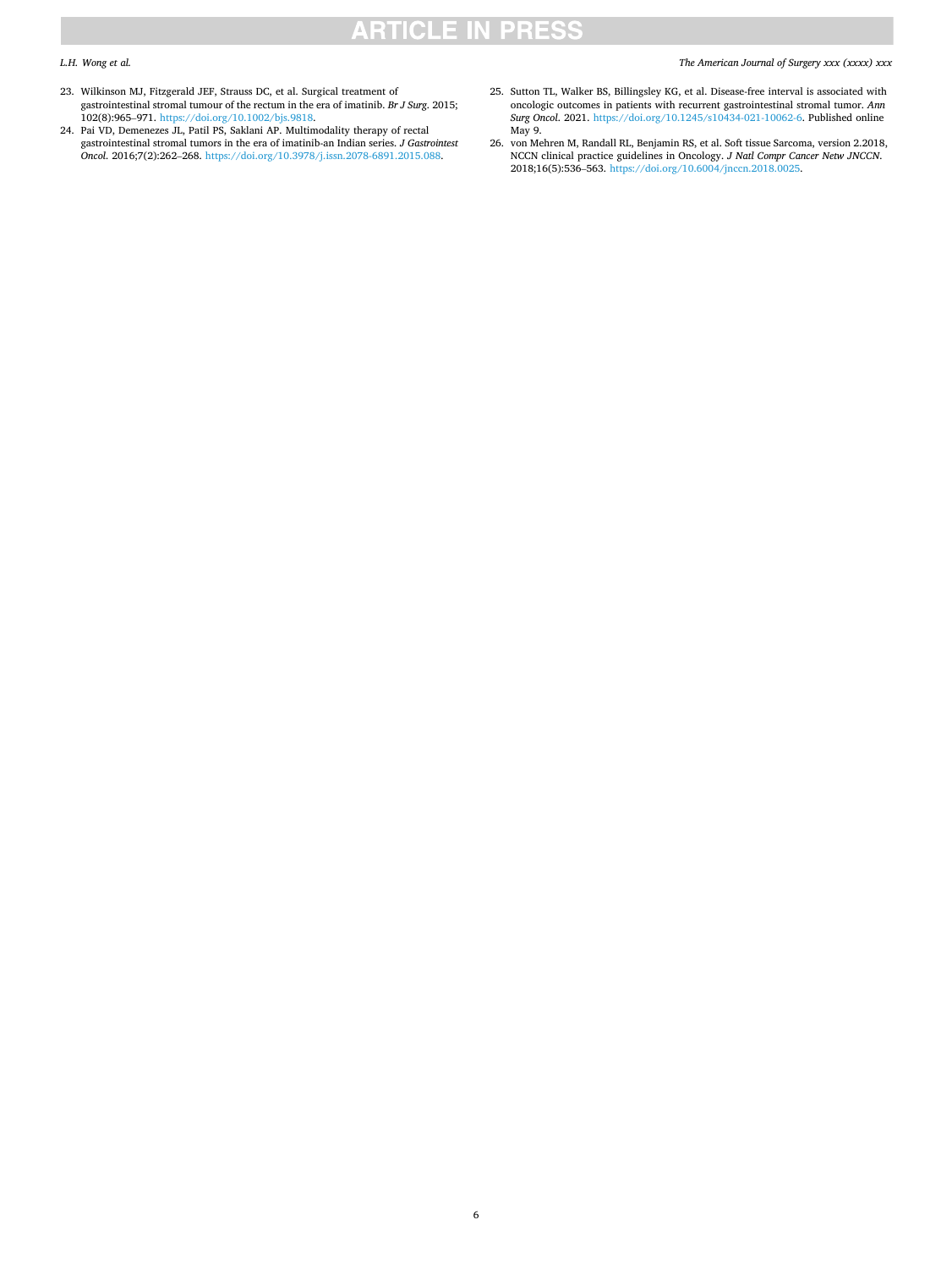23. Wilkinson MJ, Fitzgerald JEF, Strauss DC, et al. Surgical treatment of gastrointestinal stromal tumour of the rectum in the era of imatinib. *Br J Surg*. 2015; 102(8):965–971. https://doi.org/10.1002/bjs.9818.
24. Pai VD, Demenezes JL, Patil PS, Saklani AP. Multimodality therapy of rectal gastrointestinal stromal tumors in the era of imatinib-an Indian series. *J Gastrointest Oncol*. 2016;7(2):262–268. https://doi.org/10.3978/j.issn.2078-6891.2015.088.
25. Sutton TL, Walker BS, Billingsley KG, et al. Disease-free interval is associated with oncologic outcomes in patients with recurrent gastrointestinal stromal tumor. *Ann Surg Oncol*. 2021. https://doi.org/10.1245/s10434-021-10062-6. Published online May 9.
26. von Mehren M, Randall RL, Benjamin RS, et al. Soft tissue Sarcoma, version 2.2018, NCCN clinical practice guidelines in Oncology. *J Natl Compr Cancer Netw JNCCN*. 2018;16(5):536–563. https://doi.org/10.6004/jnccn.2018.0025.